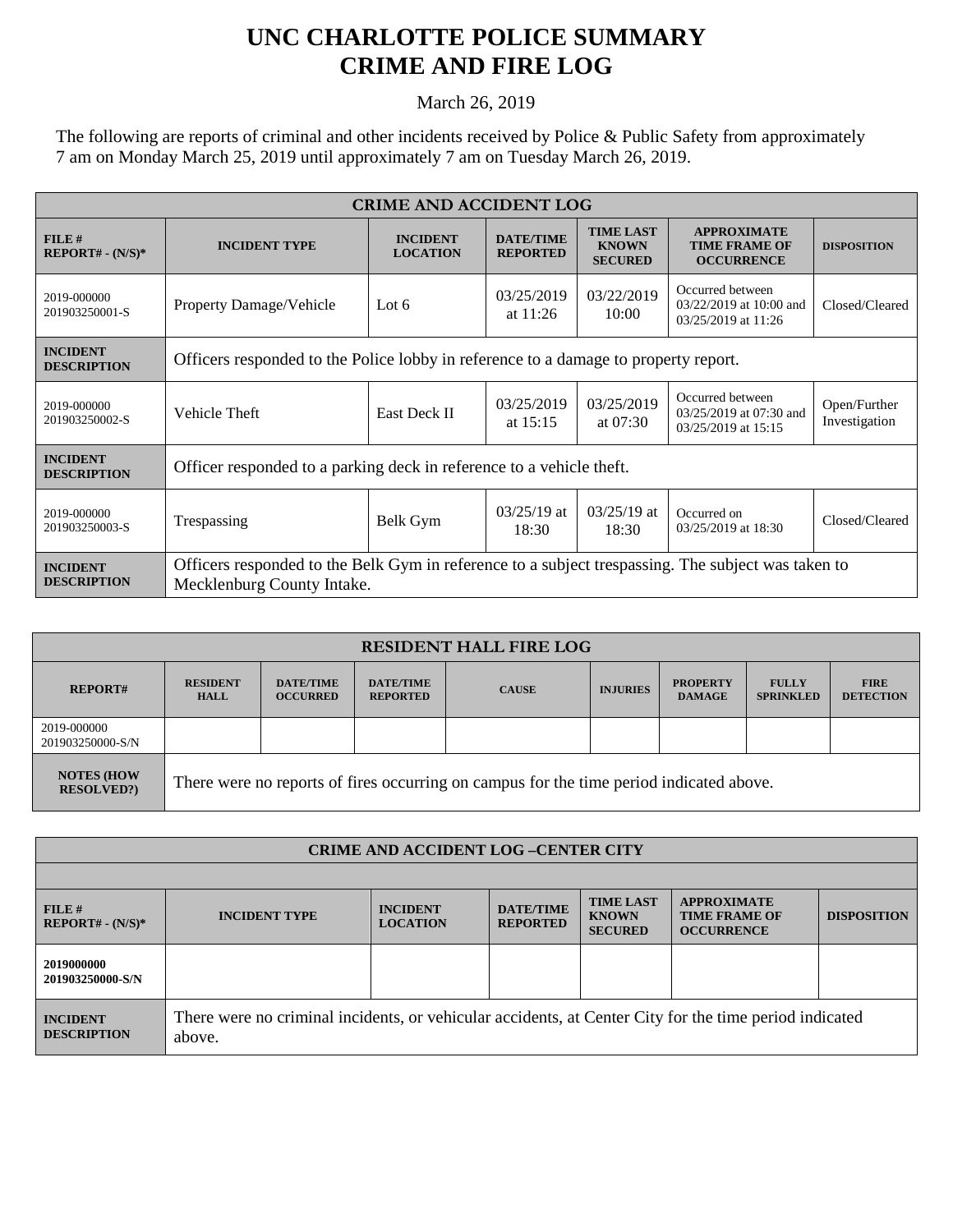# UNC CHARLOTTE POLICE SUMMARY
# CRIME AND FIRE LOG

March 26, 2019

The following are reports of criminal and other incidents received by Police & Public Safety from approximately 7 am on Monday March 25, 2019 until approximately 7 am on Tuesday March 26, 2019.

| CRIME AND ACCIDENT LOG | | | | | | |
|---|---|---|---|---|---|---|
| **FILE # REPORT# - (N/S)*** | **INCIDENT TYPE** | **INCIDENT LOCATION** | **DATE/TIME REPORTED** | **TIME LAST KNOWN SECURED** | **APPROXIMATE TIME FRAME OF OCCURRENCE** | **DISPOSITION** |
| 2019-000000 201903250001-S | Property Damage/Vehicle | Lot 6 | 03/25/2019 at 11:26 | 03/22/2019 10:00 | Occurred between 03/22/2019 at 10:00 and 03/25/2019 at 11:26 | Closed/Cleared |
| **INCIDENT DESCRIPTION** | Officers responded to the Police lobby in reference to a damage to property report. | | | | | |
| 2019-000000 201903250002-S | Vehicle Theft | East Deck II | 03/25/2019 at 15:15 | 03/25/2019 at 07:30 | Occurred between 03/25/2019 at 07:30 and 03/25/2019 at 15:15 | Open/Further Investigation |
| **INCIDENT DESCRIPTION** | Officer responded to a parking deck in reference to a vehicle theft. | | | | | |
| 2019-000000 201903250003-S | Trespassing | Belk Gym | 03/25/19 at 18:30 | 03/25/19 at 18:30 | Occurred on 03/25/2019 at 18:30 | Closed/Cleared |
| **INCIDENT DESCRIPTION** | Officers responded to the Belk Gym in reference to a subject trespassing. The subject was taken to Mecklenburg County Intake. | | | | | |

| RESIDENT HALL FIRE LOG | | | | | | | | |
|---|---|---|---|---|---|---|---|---|
| **REPORT#** | **RESIDENT HALL** | **DATE/TIME OCCURRED** | **DATE/TIME REPORTED** | **CAUSE** | **INJURIES** | **PROPERTY DAMAGE** | **FULLY SPRINKLED** | **FIRE DETECTION** |
| 2019-000000 201903250000-S/N | | | | | | | | |
| **NOTES (HOW RESOLVED?)** | There were no reports of fires occurring on campus for the time period indicated above. | | | | | | | |

| CRIME AND ACCIDENT LOG –CENTER CITY | | | | | | |
|---|---|---|---|---|---|---|
| **FILE # REPORT# - (N/S)*** | **INCIDENT TYPE** | **INCIDENT LOCATION** | **DATE/TIME REPORTED** | **TIME LAST KNOWN SECURED** | **APPROXIMATE TIME FRAME OF OCCURRENCE** | **DISPOSITION** |
| **2019000000 201903250000-S/N** | | | | | | |
| **INCIDENT DESCRIPTION** | There were no criminal incidents, or vehicular accidents, at Center City for the time period indicated above. | | | | | |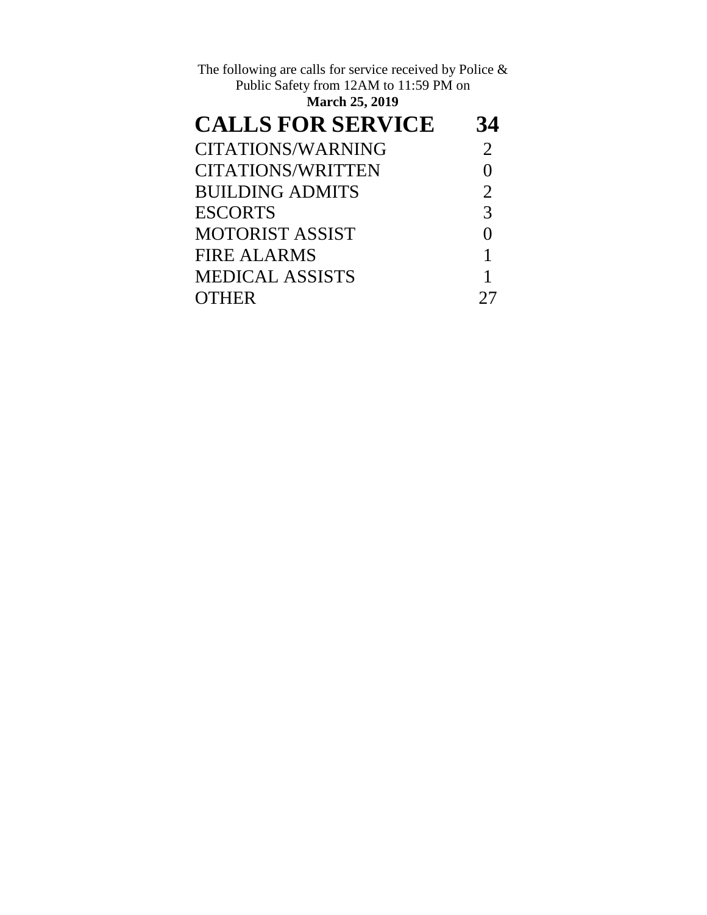The following are calls for service received by Police & Public Safety from 12AM to 11:59 PM on

**March 25, 2019**

| | |
|---|---|
| **CALLS FOR SERVICE** | **34** |
| CITATIONS/WARNING | 2 |
| CITATIONS/WRITTEN | 0 |
| BUILDING ADMITS | 2 |
| ESCORTS | 3 |
| MOTORIST ASSIST | 0 |
| FIRE ALARMS | 1 |
| MEDICAL ASSISTS | 1 |
| OTHER | 27 |